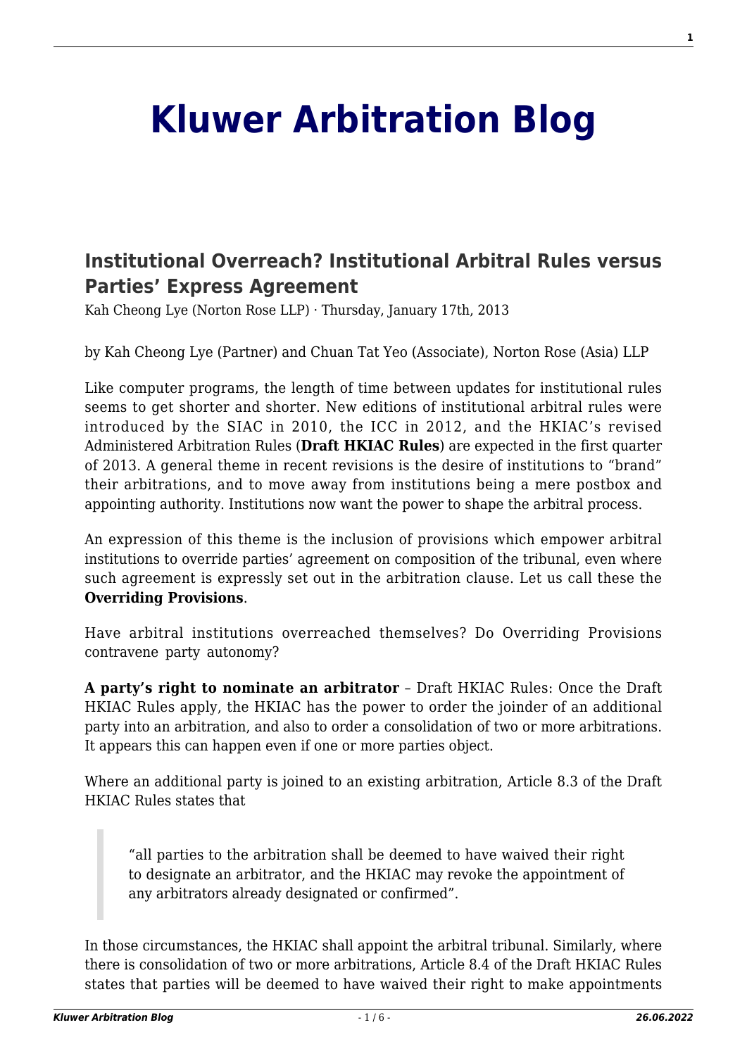# Kluwer Arbitration Blog

## Institutional Overreach? Institutional Arbitral Rules versus Parties' Express Agreement

Kah Cheong Lye (Norton Rose LLP) · Thursday, January 17th, 2013

by Kah Cheong Lye (Partner) and Chuan Tat Yeo (Associate), Norton Rose (Asia) LLP

Like computer programs, the length of time between updates for institutional rules seems to get shorter and shorter. New editions of institutional arbitral rules were introduced by the SIAC in 2010, the ICC in 2012, and the HKIAC's revised Administered Arbitration Rules (**Draft HKIAC Rules**) are expected in the first quarter of 2013. A general theme in recent revisions is the desire of institutions to "brand" their arbitrations, and to move away from institutions being a mere postbox and appointing authority. Institutions now want the power to shape the arbitral process.

An expression of this theme is the inclusion of provisions which empower arbitral institutions to override parties' agreement on composition of the tribunal, even where such agreement is expressly set out in the arbitration clause. Let us call these the **Overriding Provisions**.

Have arbitral institutions overreached themselves? Do Overriding Provisions contravene party autonomy?

**A party's right to nominate an arbitrator** – Draft HKIAC Rules: Once the Draft HKIAC Rules apply, the HKIAC has the power to order the joinder of an additional party into an arbitration, and also to order a consolidation of two or more arbitrations. It appears this can happen even if one or more parties object.

Where an additional party is joined to an existing arbitration, Article 8.3 of the Draft HKIAC Rules states that

> "all parties to the arbitration shall be deemed to have waived their right to designate an arbitrator, and the HKIAC may revoke the appointment of any arbitrators already designated or confirmed".

In those circumstances, the HKIAC shall appoint the arbitral tribunal. Similarly, where there is consolidation of two or more arbitrations, Article 8.4 of the Draft HKIAC Rules states that parties will be deemed to have waived their right to make appointments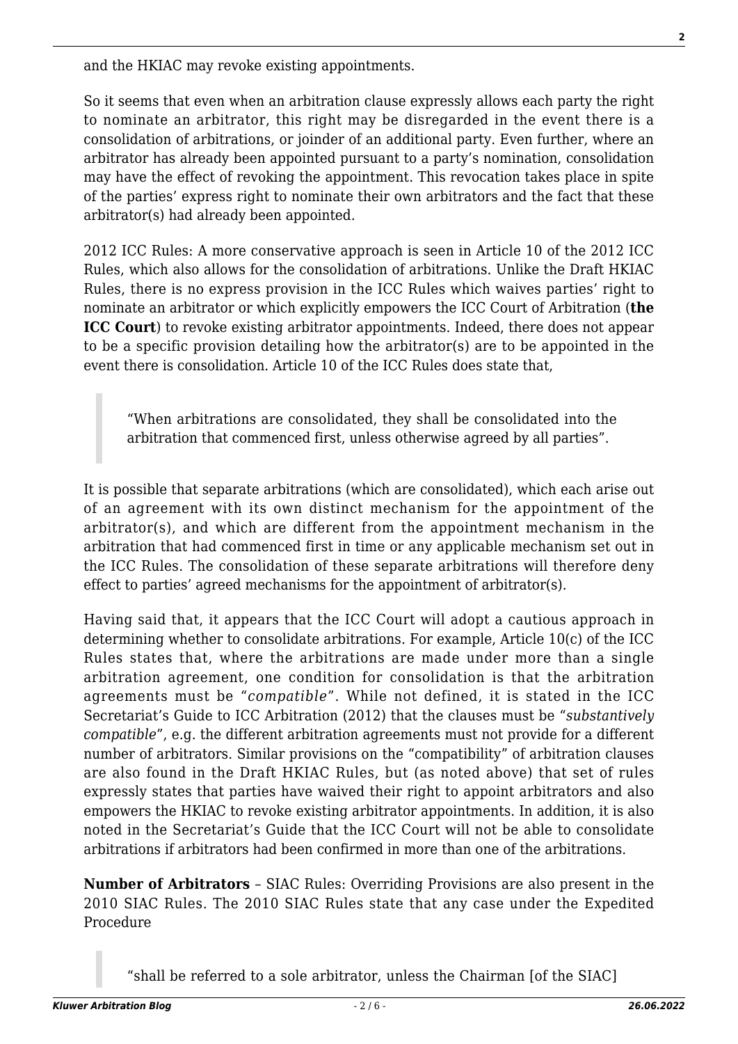and the HKIAC may revoke existing appointments.

So it seems that even when an arbitration clause expressly allows each party the right to nominate an arbitrator, this right may be disregarded in the event there is a consolidation of arbitrations, or joinder of an additional party. Even further, where an arbitrator has already been appointed pursuant to a party's nomination, consolidation may have the effect of revoking the appointment. This revocation takes place in spite of the parties' express right to nominate their own arbitrators and the fact that these arbitrator(s) had already been appointed.

2012 ICC Rules: A more conservative approach is seen in Article 10 of the 2012 ICC Rules, which also allows for the consolidation of arbitrations. Unlike the Draft HKIAC Rules, there is no express provision in the ICC Rules which waives parties' right to nominate an arbitrator or which explicitly empowers the ICC Court of Arbitration (**the ICC Court**) to revoke existing arbitrator appointments. Indeed, there does not appear to be a specific provision detailing how the arbitrator(s) are to be appointed in the event there is consolidation. Article 10 of the ICC Rules does state that,

> "When arbitrations are consolidated, they shall be consolidated into the arbitration that commenced first, unless otherwise agreed by all parties".

It is possible that separate arbitrations (which are consolidated), which each arise out of an agreement with its own distinct mechanism for the appointment of the arbitrator(s), and which are different from the appointment mechanism in the arbitration that had commenced first in time or any applicable mechanism set out in the ICC Rules. The consolidation of these separate arbitrations will therefore deny effect to parties' agreed mechanisms for the appointment of arbitrator(s).

Having said that, it appears that the ICC Court will adopt a cautious approach in determining whether to consolidate arbitrations. For example, Article 10(c) of the ICC Rules states that, where the arbitrations are made under more than a single arbitration agreement, one condition for consolidation is that the arbitration agreements must be "*compatible*". While not defined, it is stated in the ICC Secretariat's Guide to ICC Arbitration (2012) that the clauses must be "*substantively compatible*", e.g. the different arbitration agreements must not provide for a different number of arbitrators. Similar provisions on the "compatibility" of arbitration clauses are also found in the Draft HKIAC Rules, but (as noted above) that set of rules expressly states that parties have waived their right to appoint arbitrators and also empowers the HKIAC to revoke existing arbitrator appointments. In addition, it is also noted in the Secretariat's Guide that the ICC Court will not be able to consolidate arbitrations if arbitrators had been confirmed in more than one of the arbitrations.

**Number of Arbitrators** – SIAC Rules: Overriding Provisions are also present in the 2010 SIAC Rules. The 2010 SIAC Rules state that any case under the Expedited Procedure

> "shall be referred to a sole arbitrator, unless the Chairman [of the SIAC]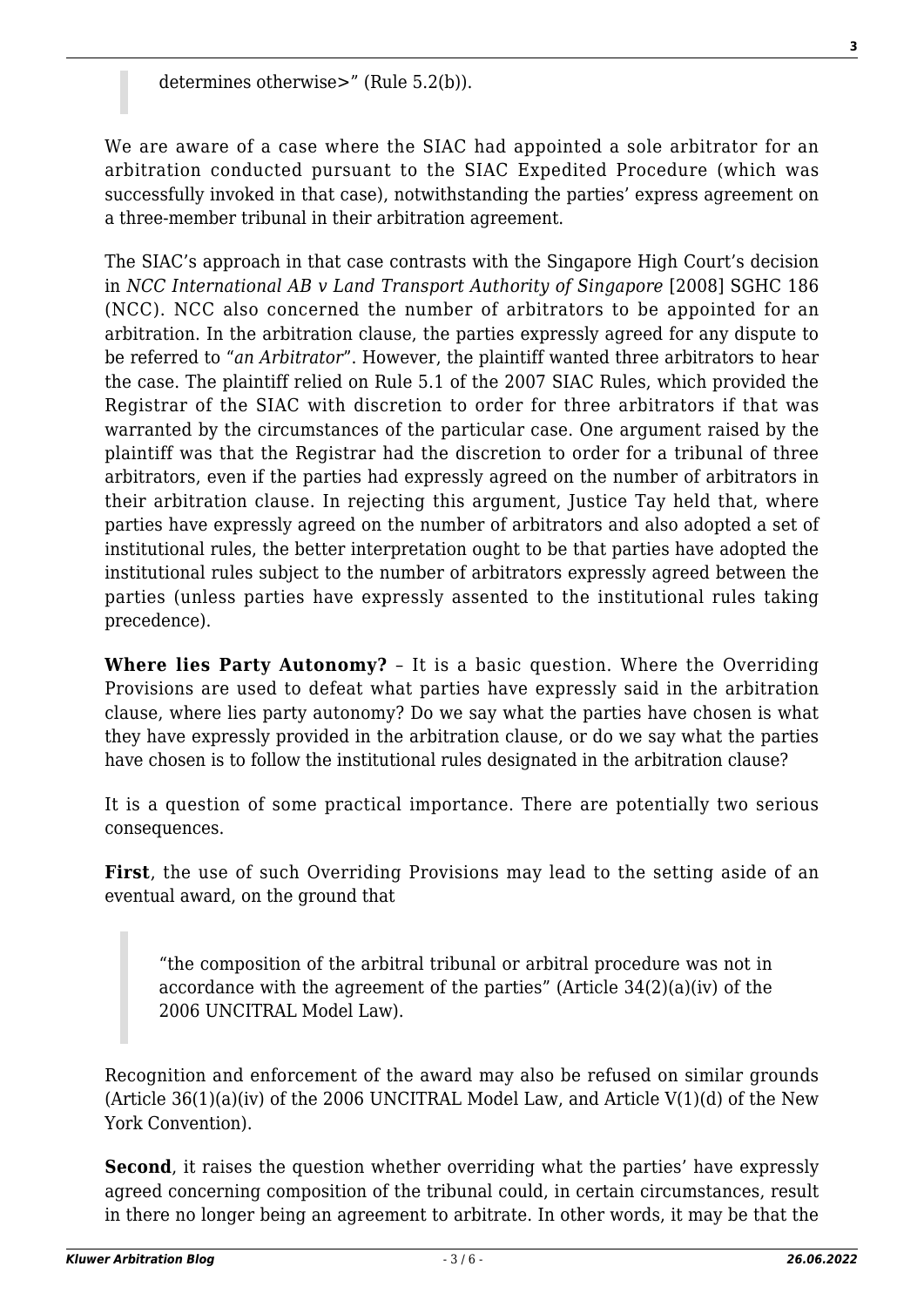> determines otherwise>" (Rule 5.2(b)).

We are aware of a case where the SIAC had appointed a sole arbitrator for an arbitration conducted pursuant to the SIAC Expedited Procedure (which was successfully invoked in that case), notwithstanding the parties' express agreement on a three-member tribunal in their arbitration agreement.

The SIAC's approach in that case contrasts with the Singapore High Court's decision in *NCC International AB v Land Transport Authority of Singapore* [2008] SGHC 186 (NCC). NCC also concerned the number of arbitrators to be appointed for an arbitration. In the arbitration clause, the parties expressly agreed for any dispute to be referred to "*an Arbitrator*". However, the plaintiff wanted three arbitrators to hear the case. The plaintiff relied on Rule 5.1 of the 2007 SIAC Rules, which provided the Registrar of the SIAC with discretion to order for three arbitrators if that was warranted by the circumstances of the particular case. One argument raised by the plaintiff was that the Registrar had the discretion to order for a tribunal of three arbitrators, even if the parties had expressly agreed on the number of arbitrators in their arbitration clause. In rejecting this argument, Justice Tay held that, where parties have expressly agreed on the number of arbitrators and also adopted a set of institutional rules, the better interpretation ought to be that parties have adopted the institutional rules subject to the number of arbitrators expressly agreed between the parties (unless parties have expressly assented to the institutional rules taking precedence).

**Where lies Party Autonomy?** – It is a basic question. Where the Overriding Provisions are used to defeat what parties have expressly said in the arbitration clause, where lies party autonomy? Do we say what the parties have chosen is what they have expressly provided in the arbitration clause, or do we say what the parties have chosen is to follow the institutional rules designated in the arbitration clause?

It is a question of some practical importance. There are potentially two serious consequences.

**First**, the use of such Overriding Provisions may lead to the setting aside of an eventual award, on the ground that

> "the composition of the arbitral tribunal or arbitral procedure was not in accordance with the agreement of the parties" (Article 34(2)(a)(iv) of the 2006 UNCITRAL Model Law).

Recognition and enforcement of the award may also be refused on similar grounds (Article 36(1)(a)(iv) of the 2006 UNCITRAL Model Law, and Article V(1)(d) of the New York Convention).

**Second**, it raises the question whether overriding what the parties' have expressly agreed concerning composition of the tribunal could, in certain circumstances, result in there no longer being an agreement to arbitrate. In other words, it may be that the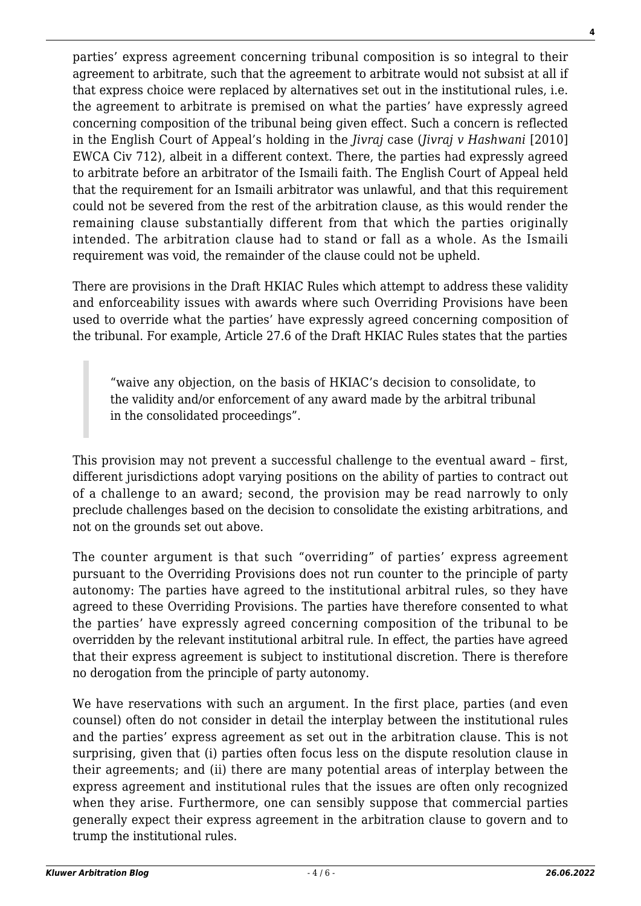parties' express agreement concerning tribunal composition is so integral to their agreement to arbitrate, such that the agreement to arbitrate would not subsist at all if that express choice were replaced by alternatives set out in the institutional rules, i.e. the agreement to arbitrate is premised on what the parties' have expressly agreed concerning composition of the tribunal being given effect. Such a concern is reflected in the English Court of Appeal's holding in the *Jivraj* case (*Jivraj v Hashwani* [2010] EWCA Civ 712), albeit in a different context. There, the parties had expressly agreed to arbitrate before an arbitrator of the Ismaili faith. The English Court of Appeal held that the requirement for an Ismaili arbitrator was unlawful, and that this requirement could not be severed from the rest of the arbitration clause, as this would render the remaining clause substantially different from that which the parties originally intended. The arbitration clause had to stand or fall as a whole. As the Ismaili requirement was void, the remainder of the clause could not be upheld.

There are provisions in the Draft HKIAC Rules which attempt to address these validity and enforceability issues with awards where such Overriding Provisions have been used to override what the parties' have expressly agreed concerning composition of the tribunal. For example, Article 27.6 of the Draft HKIAC Rules states that the parties

> "waive any objection, on the basis of HKIAC's decision to consolidate, to the validity and/or enforcement of any award made by the arbitral tribunal in the consolidated proceedings".

This provision may not prevent a successful challenge to the eventual award – first, different jurisdictions adopt varying positions on the ability of parties to contract out of a challenge to an award; second, the provision may be read narrowly to only preclude challenges based on the decision to consolidate the existing arbitrations, and not on the grounds set out above.

The counter argument is that such "overriding" of parties' express agreement pursuant to the Overriding Provisions does not run counter to the principle of party autonomy: The parties have agreed to the institutional arbitral rules, so they have agreed to these Overriding Provisions. The parties have therefore consented to what the parties' have expressly agreed concerning composition of the tribunal to be overridden by the relevant institutional arbitral rule. In effect, the parties have agreed that their express agreement is subject to institutional discretion. There is therefore no derogation from the principle of party autonomy.

We have reservations with such an argument. In the first place, parties (and even counsel) often do not consider in detail the interplay between the institutional rules and the parties' express agreement as set out in the arbitration clause. This is not surprising, given that (i) parties often focus less on the dispute resolution clause in their agreements; and (ii) there are many potential areas of interplay between the express agreement and institutional rules that the issues are often only recognized when they arise. Furthermore, one can sensibly suppose that commercial parties generally expect their express agreement in the arbitration clause to govern and to trump the institutional rules.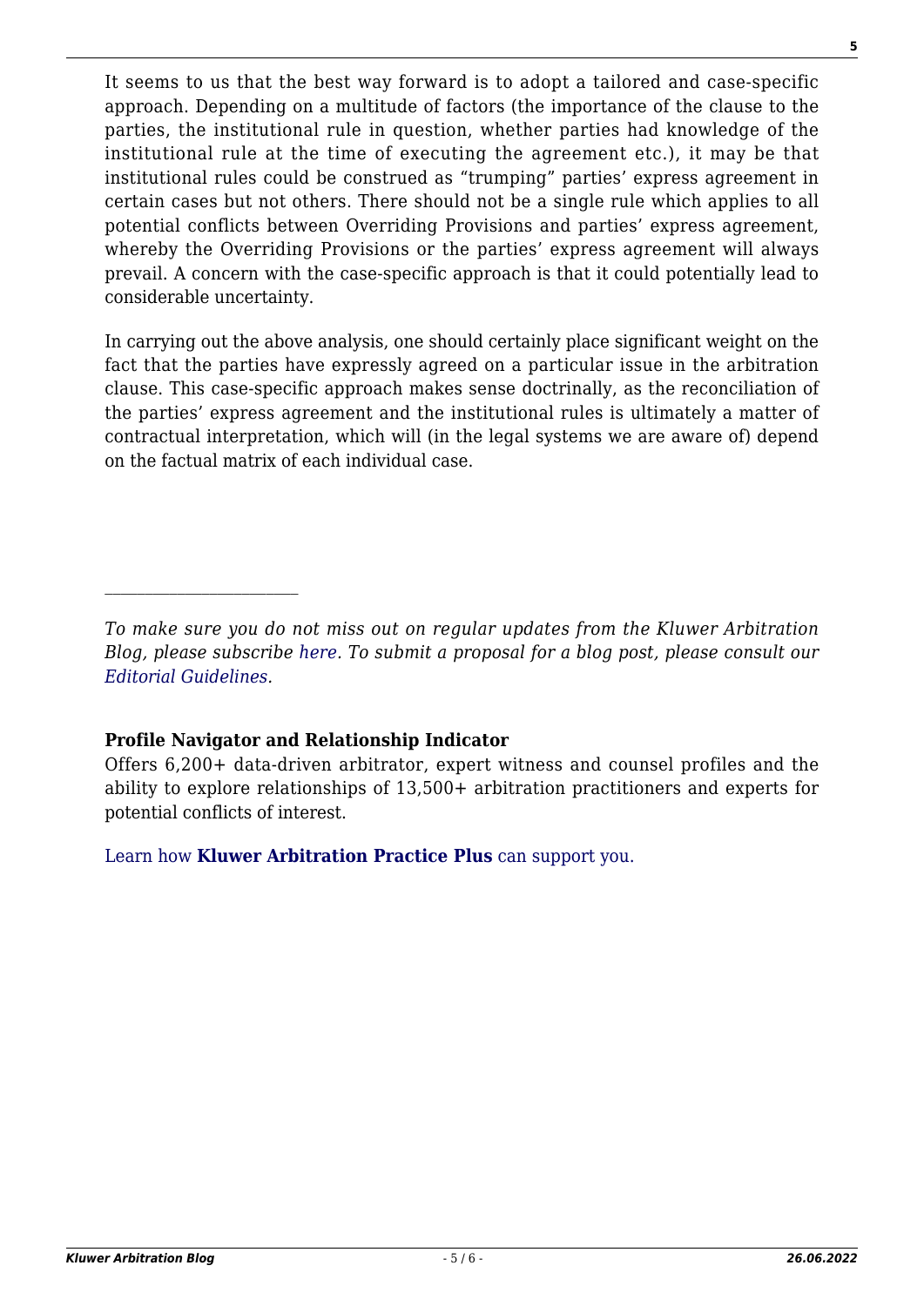It seems to us that the best way forward is to adopt a tailored and case-specific approach. Depending on a multitude of factors (the importance of the clause to the parties, the institutional rule in question, whether parties had knowledge of the institutional rule at the time of executing the agreement etc.), it may be that institutional rules could be construed as "trumping" parties' express agreement in certain cases but not others. There should not be a single rule which applies to all potential conflicts between Overriding Provisions and parties' express agreement, whereby the Overriding Provisions or the parties' express agreement will always prevail. A concern with the case-specific approach is that it could potentially lead to considerable uncertainty.

In carrying out the above analysis, one should certainly place significant weight on the fact that the parties have expressly agreed on a particular issue in the arbitration clause. This case-specific approach makes sense doctrinally, as the reconciliation of the parties' express agreement and the institutional rules is ultimately a matter of contractual interpretation, which will (in the legal systems we are aware of) depend on the factual matrix of each individual case.

---

*To make sure you do not miss out on regular updates from the Kluwer Arbitration Blog, please subscribe here. To submit a proposal for a blog post, please consult our Editorial Guidelines.*

**Profile Navigator and Relationship Indicator**

Offers 6,200+ data-driven arbitrator, expert witness and counsel profiles and the ability to explore relationships of 13,500+ arbitration practitioners and experts for potential conflicts of interest.

Learn how **Kluwer Arbitration Practice Plus** can support you.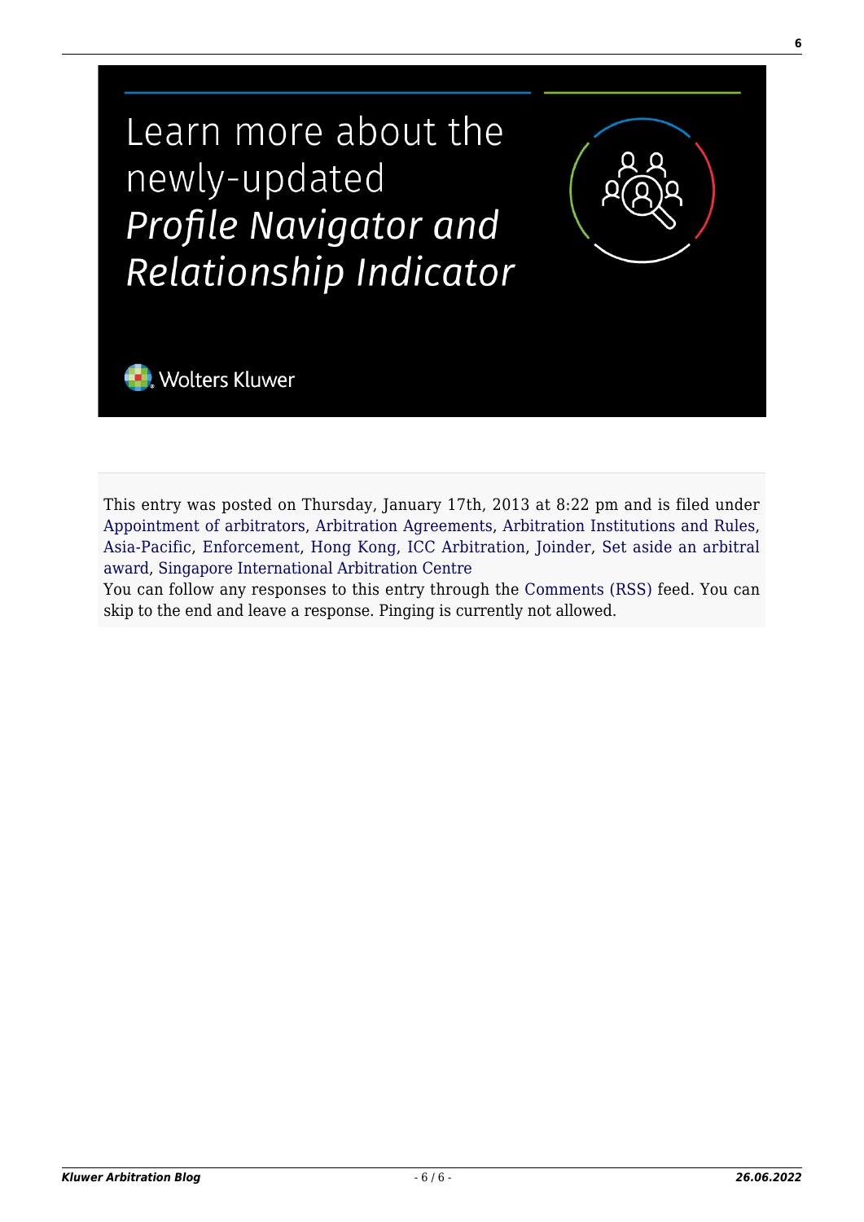Learn more about the newly-updated *Profile Navigator and Relationship Indicator*

Wolters Kluwer

This entry was posted on Thursday, January 17th, 2013 at 8:22 pm and is filed under Appointment of arbitrators, Arbitration Agreements, Arbitration Institutions and Rules, Asia-Pacific, Enforcement, Hong Kong, ICC Arbitration, Joinder, Set aside an arbitral award, Singapore International Arbitration Centre

You can follow any responses to this entry through the Comments (RSS) feed. You can skip to the end and leave a response. Pinging is currently not allowed.